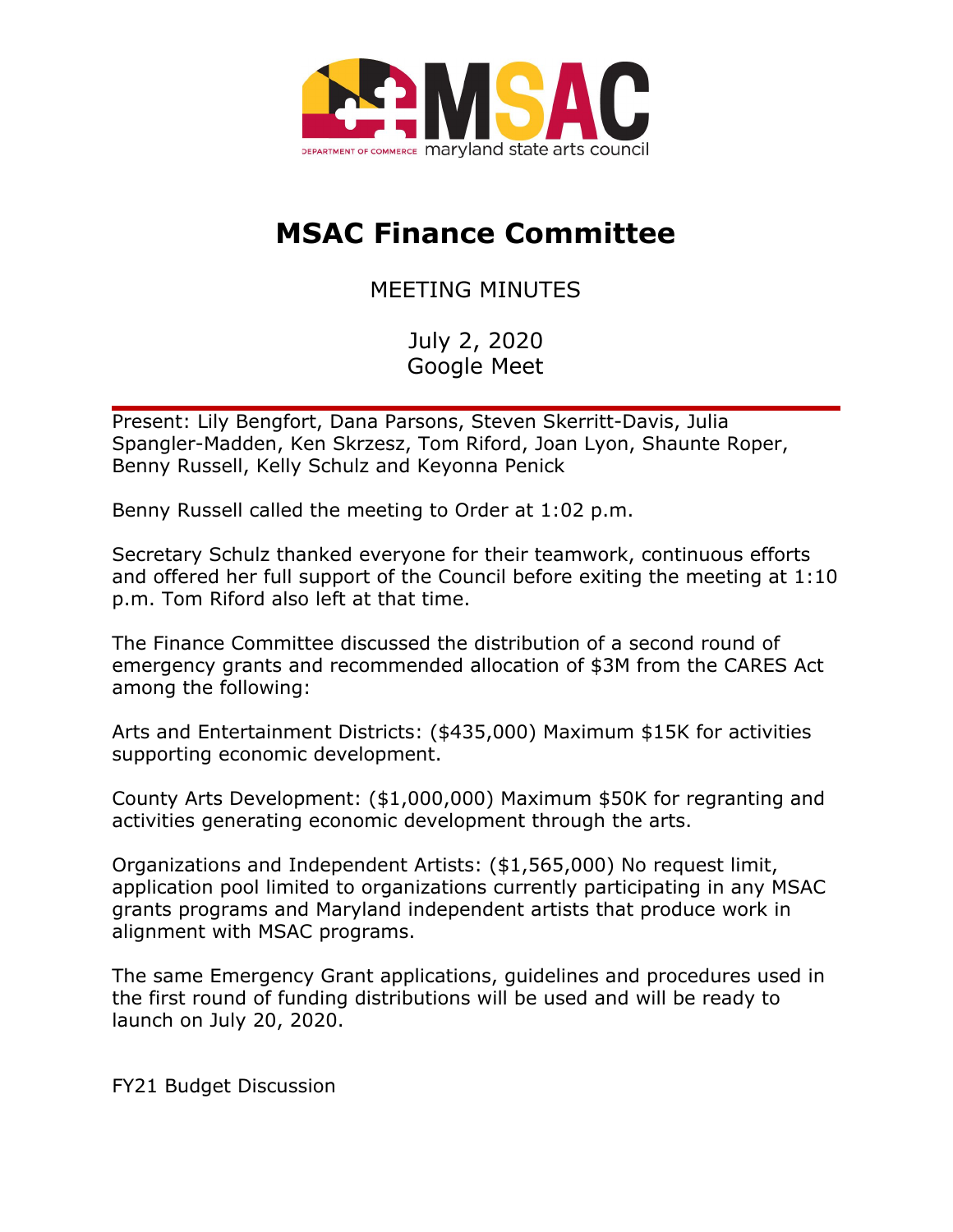# MSAC Finance Committee

MEETING MINUTES

July 2, 2020
Google Meet

---

Present: Lily Bengfort, Dana Parsons, Steven Skerritt-Davis, Julia Spangler-Madden, Ken Skrzesz, Tom Riford, Joan Lyon, Shaunte Roper, Benny Russell, Kelly Schulz and Keyonna Penick

Benny Russell called the meeting to Order at 1:02 p.m.

Secretary Schulz thanked everyone for their teamwork, continuous efforts and offered her full support of the Council before exiting the meeting at 1:10 p.m. Tom Riford also left at that time.

The Finance Committee discussed the distribution of a second round of emergency grants and recommended allocation of $3M from the CARES Act among the following:

Arts and Entertainment Districts: ($435,000) Maximum $15K for activities supporting economic development.

County Arts Development: ($1,000,000) Maximum $50K for regranting and activities generating economic development through the arts.

Organizations and Independent Artists: ($1,565,000) No request limit, application pool limited to organizations currently participating in any MSAC grants programs and Maryland independent artists that produce work in alignment with MSAC programs.

The same Emergency Grant applications, guidelines and procedures used in the first round of funding distributions will be used and will be ready to launch on July 20, 2020.

FY21 Budget Discussion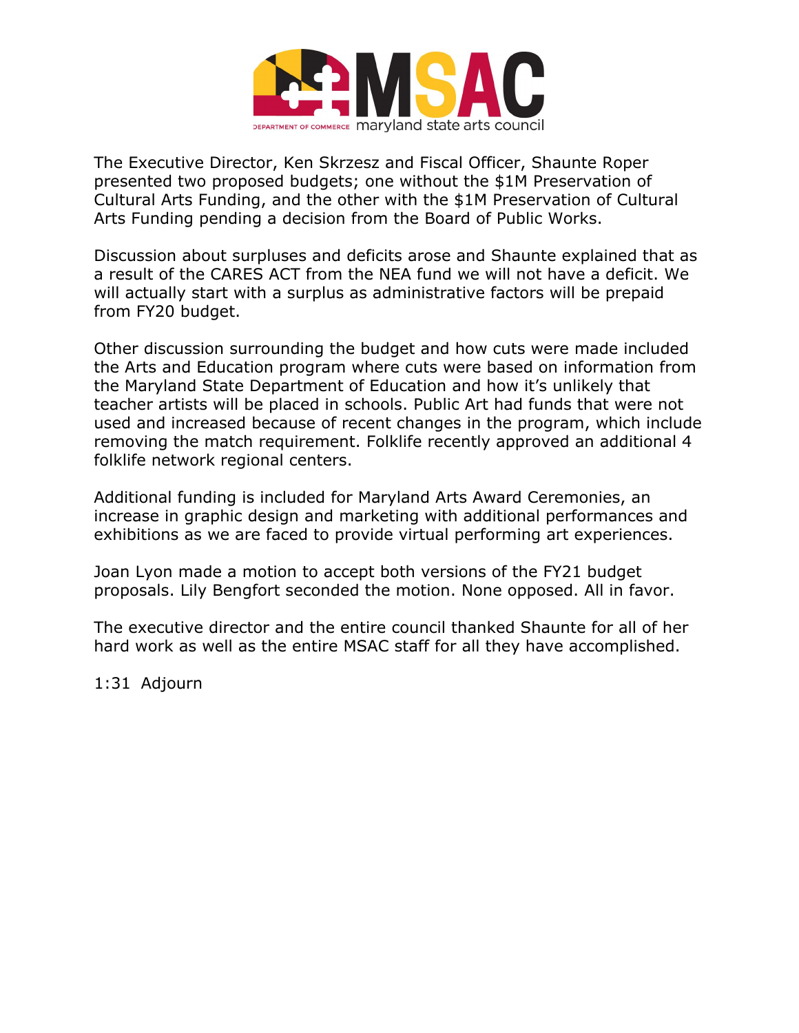The Executive Director, Ken Skrzesz and Fiscal Officer, Shaunte Roper presented two proposed budgets; one without the $1M Preservation of Cultural Arts Funding, and the other with the $1M Preservation of Cultural Arts Funding pending a decision from the Board of Public Works.

Discussion about surpluses and deficits arose and Shaunte explained that as a result of the CARES ACT from the NEA fund we will not have a deficit. We will actually start with a surplus as administrative factors will be prepaid from FY20 budget.

Other discussion surrounding the budget and how cuts were made included the Arts and Education program where cuts were based on information from the Maryland State Department of Education and how it's unlikely that teacher artists will be placed in schools. Public Art had funds that were not used and increased because of recent changes in the program, which include removing the match requirement. Folklife recently approved an additional 4 folklife network regional centers.

Additional funding is included for Maryland Arts Award Ceremonies, an increase in graphic design and marketing with additional performances and exhibitions as we are faced to provide virtual performing art experiences.

Joan Lyon made a motion to accept both versions of the FY21 budget proposals. Lily Bengfort seconded the motion. None opposed. All in favor.

The executive director and the entire council thanked Shaunte for all of her hard work as well as the entire MSAC staff for all they have accomplished.

1:31 Adjourn